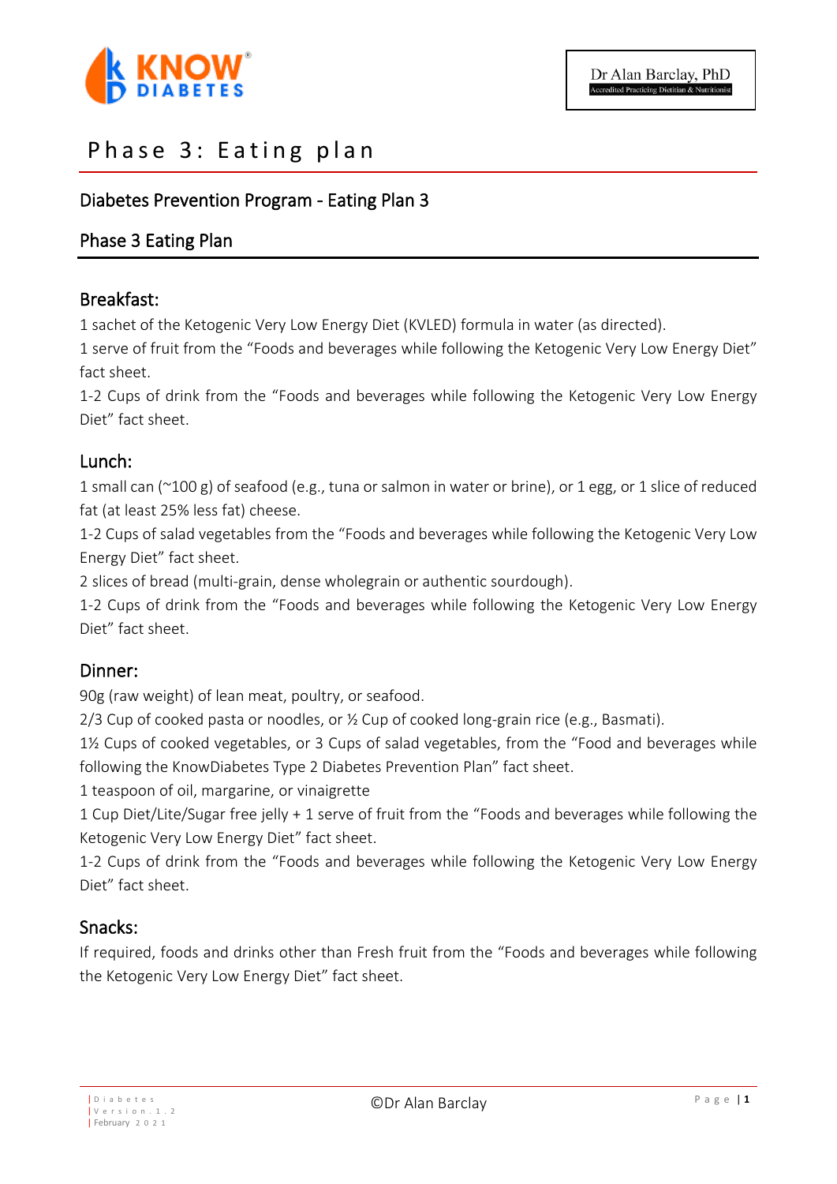Dr Alan Barclay, PhD
Accredited Practicing Dietitian & Nutritionist

# Phase 3: Eating plan

## Diabetes Prevention Program - Eating Plan 3

## Phase 3 Eating Plan

### Breakfast:

1 sachet of the Ketogenic Very Low Energy Diet (KVLED) formula in water (as directed).
1 serve of fruit from the "Foods and beverages while following the Ketogenic Very Low Energy Diet" fact sheet.
1-2 Cups of drink from the "Foods and beverages while following the Ketogenic Very Low Energy Diet" fact sheet.

### Lunch:

1 small can (~100 g) of seafood (e.g., tuna or salmon in water or brine), or 1 egg, or 1 slice of reduced fat (at least 25% less fat) cheese.
1-2 Cups of salad vegetables from the "Foods and beverages while following the Ketogenic Very Low Energy Diet" fact sheet.
2 slices of bread (multi-grain, dense wholegrain or authentic sourdough).
1-2 Cups of drink from the "Foods and beverages while following the Ketogenic Very Low Energy Diet" fact sheet.

### Dinner:

90g (raw weight) of lean meat, poultry, or seafood.
2/3 Cup of cooked pasta or noodles, or ½ Cup of cooked long-grain rice (e.g., Basmati).
1½ Cups of cooked vegetables, or 3 Cups of salad vegetables, from the "Food and beverages while following the KnowDiabetes Type 2 Diabetes Prevention Plan" fact sheet.
1 teaspoon of oil, margarine, or vinaigrette
1 Cup Diet/Lite/Sugar free jelly + 1 serve of fruit from the "Foods and beverages while following the Ketogenic Very Low Energy Diet" fact sheet.
1-2 Cups of drink from the "Foods and beverages while following the Ketogenic Very Low Energy Diet" fact sheet.

### Snacks:

If required, foods and drinks other than Fresh fruit from the "Foods and beverages while following the Ketogenic Very Low Energy Diet" fact sheet.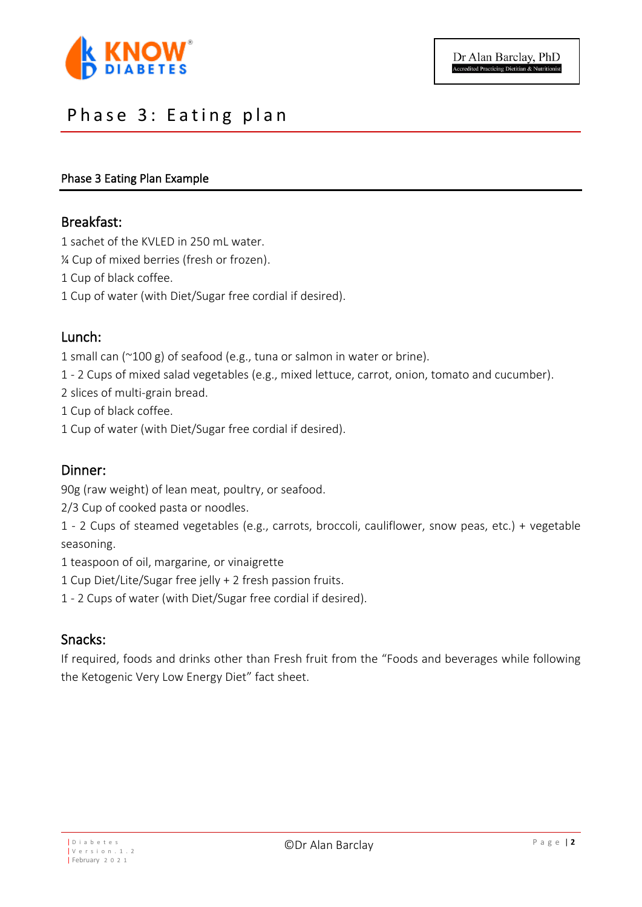# Phase 3: Eating plan

## Phase 3 Eating Plan Example

### Breakfast:

1 sachet of the KVLED in 250 mL water.
¼ Cup of mixed berries (fresh or frozen).
1 Cup of black coffee.
1 Cup of water (with Diet/Sugar free cordial if desired).

### Lunch:

1 small can (~100 g) of seafood (e.g., tuna or salmon in water or brine).
1 - 2 Cups of mixed salad vegetables (e.g., mixed lettuce, carrot, onion, tomato and cucumber).
2 slices of multi-grain bread.
1 Cup of black coffee.
1 Cup of water (with Diet/Sugar free cordial if desired).

### Dinner:

90g (raw weight) of lean meat, poultry, or seafood.
2/3 Cup of cooked pasta or noodles.
1 - 2 Cups of steamed vegetables (e.g., carrots, broccoli, cauliflower, snow peas, etc.) + vegetable seasoning.
1 teaspoon of oil, margarine, or vinaigrette
1 Cup Diet/Lite/Sugar free jelly + 2 fresh passion fruits.
1 - 2 Cups of water (with Diet/Sugar free cordial if desired).

### Snacks:

If required, foods and drinks other than Fresh fruit from the "Foods and beverages while following the Ketogenic Very Low Energy Diet" fact sheet.